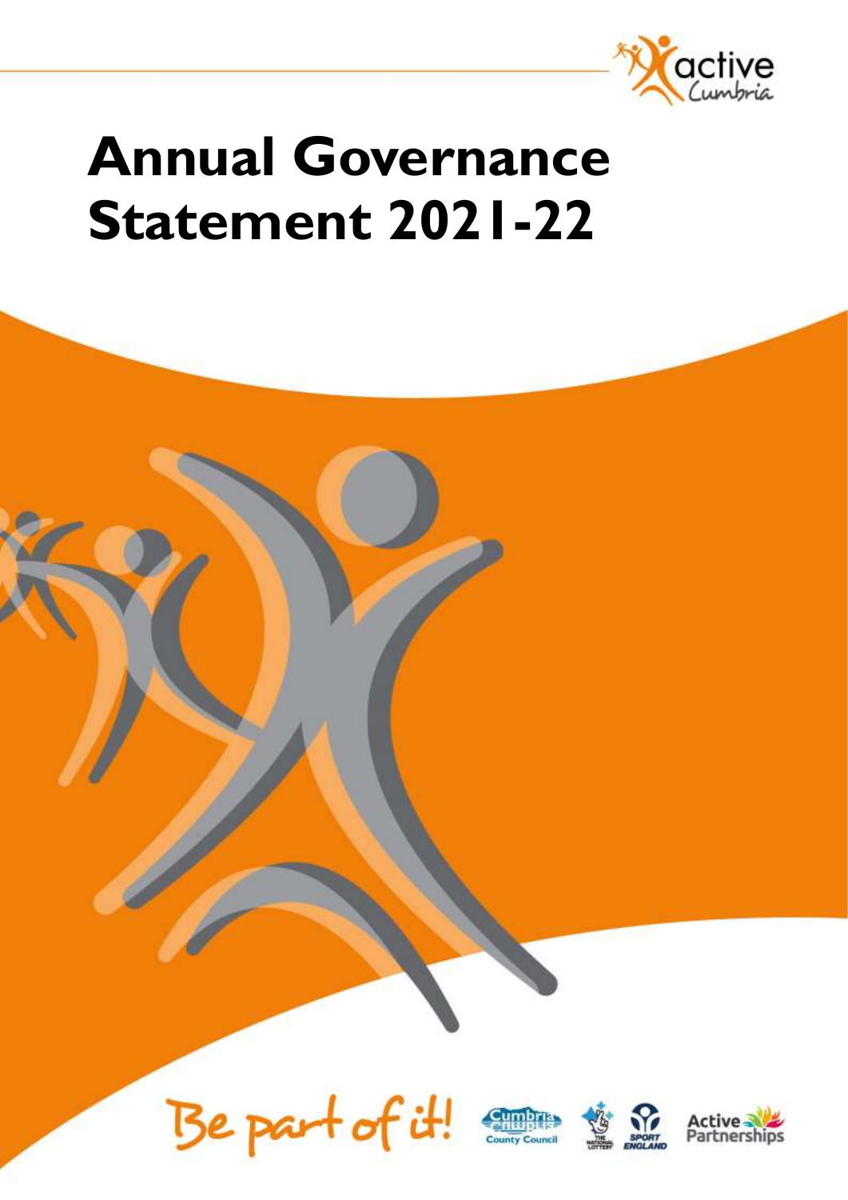# Annual Governance Statement 2021-22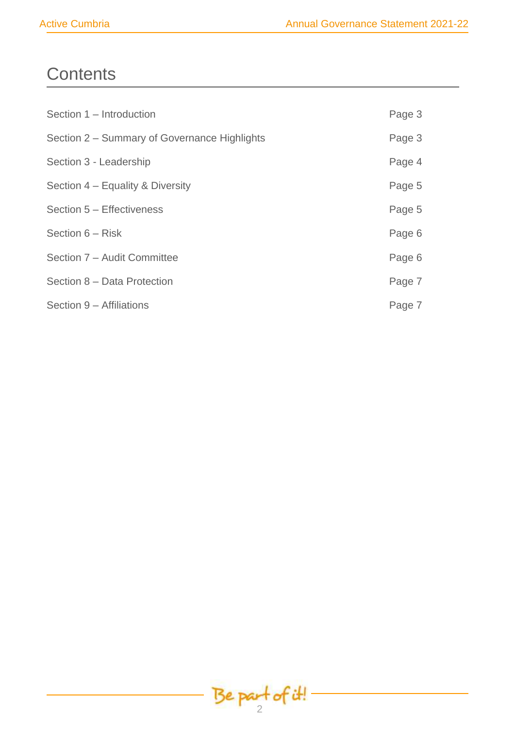# Contents

| | |
|---|---|
| Section 1 – Introduction | Page 3 |
| Section 2 – Summary of Governance Highlights | Page 3 |
| Section 3 - Leadership | Page 4 |
| Section 4 – Equality & Diversity | Page 5 |
| Section 5 – Effectiveness | Page 5 |
| Section 6 – Risk | Page 6 |
| Section 7 – Audit Committee | Page 6 |
| Section 8 – Data Protection | Page 7 |
| Section 9 – Affiliations | Page 7 |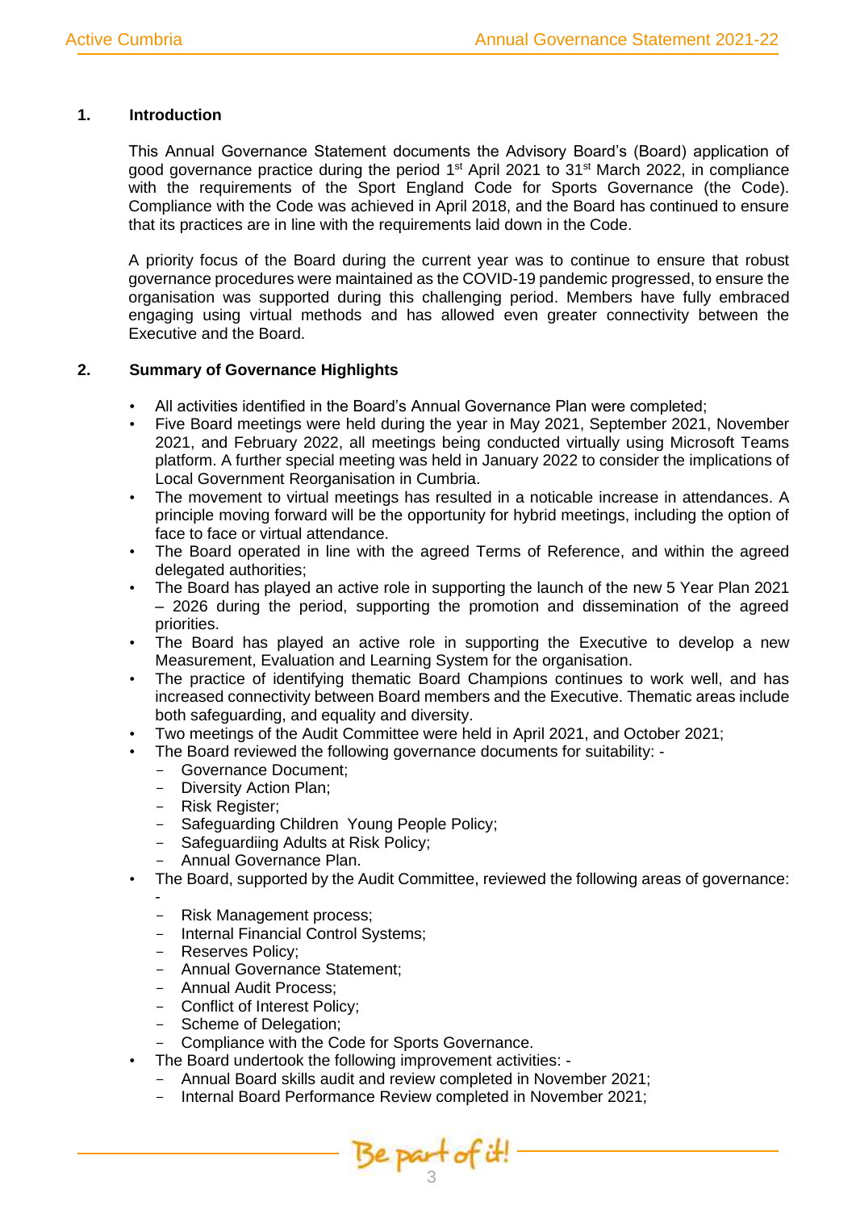## 1. Introduction

This Annual Governance Statement documents the Advisory Board's (Board) application of good governance practice during the period 1st April 2021 to 31st March 2022, in compliance with the requirements of the Sport England Code for Sports Governance (the Code). Compliance with the Code was achieved in April 2018, and the Board has continued to ensure that its practices are in line with the requirements laid down in the Code.

A priority focus of the Board during the current year was to continue to ensure that robust governance procedures were maintained as the COVID-19 pandemic progressed, to ensure the organisation was supported during this challenging period. Members have fully embraced engaging using virtual methods and has allowed even greater connectivity between the Executive and the Board.

## 2. Summary of Governance Highlights

- All activities identified in the Board's Annual Governance Plan were completed;
- Five Board meetings were held during the year in May 2021, September 2021, November 2021, and February 2022, all meetings being conducted virtually using Microsoft Teams platform. A further special meeting was held in January 2022 to consider the implications of Local Government Reorganisation in Cumbria.
- The movement to virtual meetings has resulted in a noticable increase in attendances. A principle moving forward will be the opportunity for hybrid meetings, including the option of face to face or virtual attendance.
- The Board operated in line with the agreed Terms of Reference, and within the agreed delegated authorities;
- The Board has played an active role in supporting the launch of the new 5 Year Plan 2021 – 2026 during the period, supporting the promotion and dissemination of the agreed priorities.
- The Board has played an active role in supporting the Executive to develop a new Measurement, Evaluation and Learning System for the organisation.
- The practice of identifying thematic Board Champions continues to work well, and has increased connectivity between Board members and the Executive. Thematic areas include both safeguarding, and equality and diversity.
- Two meetings of the Audit Committee were held in April 2021, and October 2021;
- The Board reviewed the following governance documents for suitability: -
  - Governance Document;
  - Diversity Action Plan;
  - Risk Register;
  - Safeguarding Children  Young People Policy;
  - Safeguardiing Adults at Risk Policy;
  - Annual Governance Plan.
- The Board, supported by the Audit Committee, reviewed the following areas of governance: -
  - Risk Management process;
  - Internal Financial Control Systems;
  - Reserves Policy;
  - Annual Governance Statement;
  - Annual Audit Process;
  - Conflict of Interest Policy;
  - Scheme of Delegation;
  - Compliance with the Code for Sports Governance.
- The Board undertook the following improvement activities: -
  - Annual Board skills audit and review completed in November 2021;
  - Internal Board Performance Review completed in November 2021;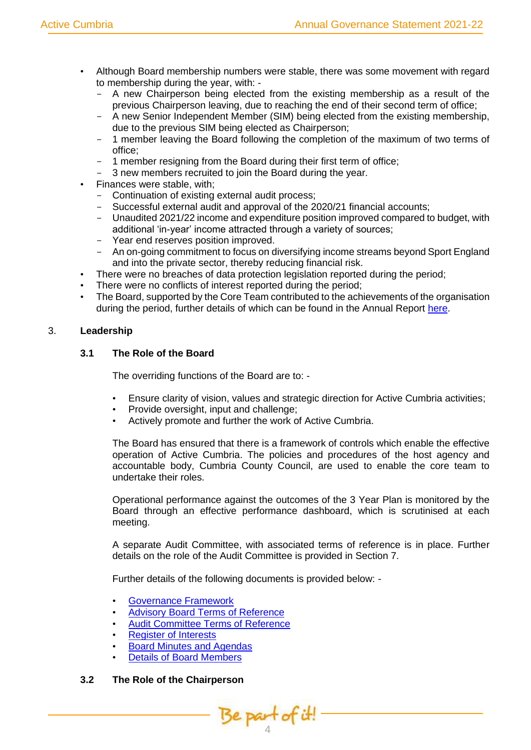- Although Board membership numbers were stable, there was some movement with regard to membership during the year, with: -
  - A new Chairperson being elected from the existing membership as a result of the previous Chairperson leaving, due to reaching the end of their second term of office;
  - A new Senior Independent Member (SIM) being elected from the existing membership, due to the previous SIM being elected as Chairperson;
  - 1 member leaving the Board following the completion of the maximum of two terms of office;
  - 1 member resigning from the Board during their first term of office;
  - 3 new members recruited to join the Board during the year.
- Finances were stable, with;
  - Continuation of existing external audit process;
  - Successful external audit and approval of the 2020/21 financial accounts;
  - Unaudited 2021/22 income and expenditure position improved compared to budget, with additional 'in-year' income attracted through a variety of sources;
  - Year end reserves position improved.
  - An on-going commitment to focus on diversifying income streams beyond Sport England and into the private sector, thereby reducing financial risk.
- There were no breaches of data protection legislation reported during the period;
- There were no conflicts of interest reported during the period;
- The Board, supported by the Core Team contributed to the achievements of the organisation during the period, further details of which can be found in the Annual Report here.

## 3. Leadership

### 3.1 The Role of the Board

The overriding functions of the Board are to: -

- Ensure clarity of vision, values and strategic direction for Active Cumbria activities;
- Provide oversight, input and challenge;
- Actively promote and further the work of Active Cumbria.

The Board has ensured that there is a framework of controls which enable the effective operation of Active Cumbria. The policies and procedures of the host agency and accountable body, Cumbria County Council, are used to enable the core team to undertake their roles.

Operational performance against the outcomes of the 3 Year Plan is monitored by the Board through an effective performance dashboard, which is scrutinised at each meeting.

A separate Audit Committee, with associated terms of reference is in place. Further details on the role of the Audit Committee is provided in Section 7.

Further details of the following documents is provided below: -

- Governance Framework
- Advisory Board Terms of Reference
- Audit Committee Terms of Reference
- Register of Interests
- Board Minutes and Agendas
- Details of Board Members

### 3.2 The Role of the Chairperson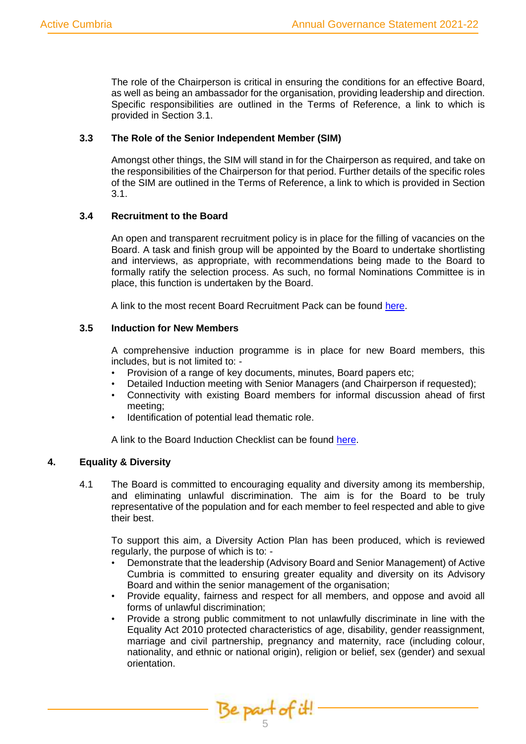The role of the Chairperson is critical in ensuring the conditions for an effective Board, as well as being an ambassador for the organisation, providing leadership and direction. Specific responsibilities are outlined in the Terms of Reference, a link to which is provided in Section 3.1.

### 3.3 The Role of the Senior Independent Member (SIM)

Amongst other things, the SIM will stand in for the Chairperson as required, and take on the responsibilities of the Chairperson for that period. Further details of the specific roles of the SIM are outlined in the Terms of Reference, a link to which is provided in Section 3.1.

### 3.4 Recruitment to the Board

An open and transparent recruitment policy is in place for the filling of vacancies on the Board. A task and finish group will be appointed by the Board to undertake shortlisting and interviews, as appropriate, with recommendations being made to the Board to formally ratify the selection process. As such, no formal Nominations Committee is in place, this function is undertaken by the Board.

A link to the most recent Board Recruitment Pack can be found here.

### 3.5 Induction for New Members

A comprehensive induction programme is in place for new Board members, this includes, but is not limited to: -

- Provision of a range of key documents, minutes, Board papers etc;
- Detailed Induction meeting with Senior Managers (and Chairperson if requested);
- Connectivity with existing Board members for informal discussion ahead of first meeting;
- Identification of potential lead thematic role.

A link to the Board Induction Checklist can be found here.

## 4. Equality & Diversity

4.1 The Board is committed to encouraging equality and diversity among its membership, and eliminating unlawful discrimination. The aim is for the Board to be truly representative of the population and for each member to feel respected and able to give their best.

To support this aim, a Diversity Action Plan has been produced, which is reviewed regularly, the purpose of which is to: -

- Demonstrate that the leadership (Advisory Board and Senior Management) of Active Cumbria is committed to ensuring greater equality and diversity on its Advisory Board and within the senior management of the organisation;
- Provide equality, fairness and respect for all members, and oppose and avoid all forms of unlawful discrimination;
- Provide a strong public commitment to not unlawfully discriminate in line with the Equality Act 2010 protected characteristics of age, disability, gender reassignment, marriage and civil partnership, pregnancy and maternity, race (including colour, nationality, and ethnic or national origin), religion or belief, sex (gender) and sexual orientation.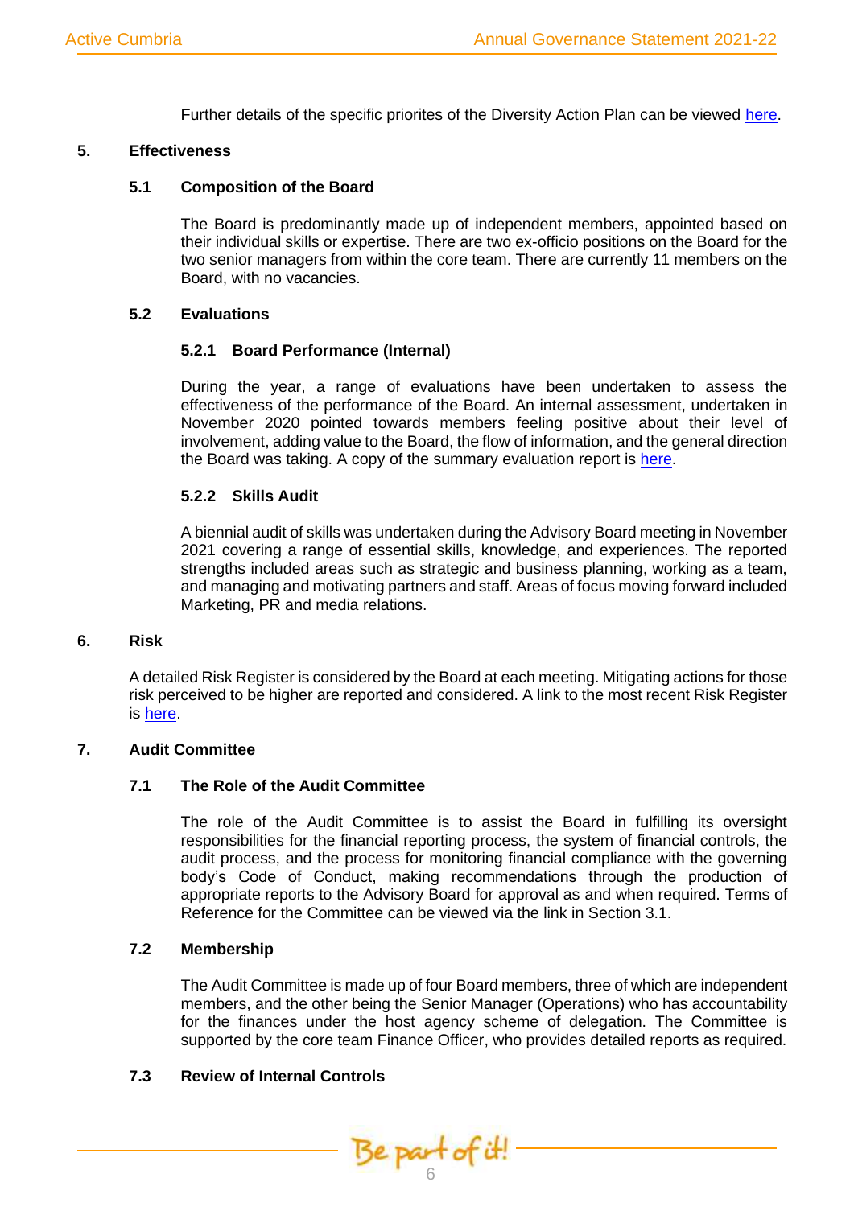Further details of the specific priorites of the Diversity Action Plan can be viewed here.

## 5. Effectiveness

### 5.1 Composition of the Board

The Board is predominantly made up of independent members, appointed based on their individual skills or expertise. There are two ex-officio positions on the Board for the two senior managers from within the core team. There are currently 11 members on the Board, with no vacancies.

### 5.2 Evaluations

#### 5.2.1 Board Performance (Internal)

During the year, a range of evaluations have been undertaken to assess the effectiveness of the performance of the Board. An internal assessment, undertaken in November 2020 pointed towards members feeling positive about their level of involvement, adding value to the Board, the flow of information, and the general direction the Board was taking. A copy of the summary evaluation report is here.

#### 5.2.2 Skills Audit

A biennial audit of skills was undertaken during the Advisory Board meeting in November 2021 covering a range of essential skills, knowledge, and experiences. The reported strengths included areas such as strategic and business planning, working as a team, and managing and motivating partners and staff. Areas of focus moving forward included Marketing, PR and media relations.

## 6. Risk

A detailed Risk Register is considered by the Board at each meeting. Mitigating actions for those risk perceived to be higher are reported and considered. A link to the most recent Risk Register is here.

## 7. Audit Committee

### 7.1 The Role of the Audit Committee

The role of the Audit Committee is to assist the Board in fulfilling its oversight responsibilities for the financial reporting process, the system of financial controls, the audit process, and the process for monitoring financial compliance with the governing body's Code of Conduct, making recommendations through the production of appropriate reports to the Advisory Board for approval as and when required. Terms of Reference for the Committee can be viewed via the link in Section 3.1.

### 7.2 Membership

The Audit Committee is made up of four Board members, three of which are independent members, and the other being the Senior Manager (Operations) who has accountability for the finances under the host agency scheme of delegation. The Committee is supported by the core team Finance Officer, who provides detailed reports as required.

### 7.3 Review of Internal Controls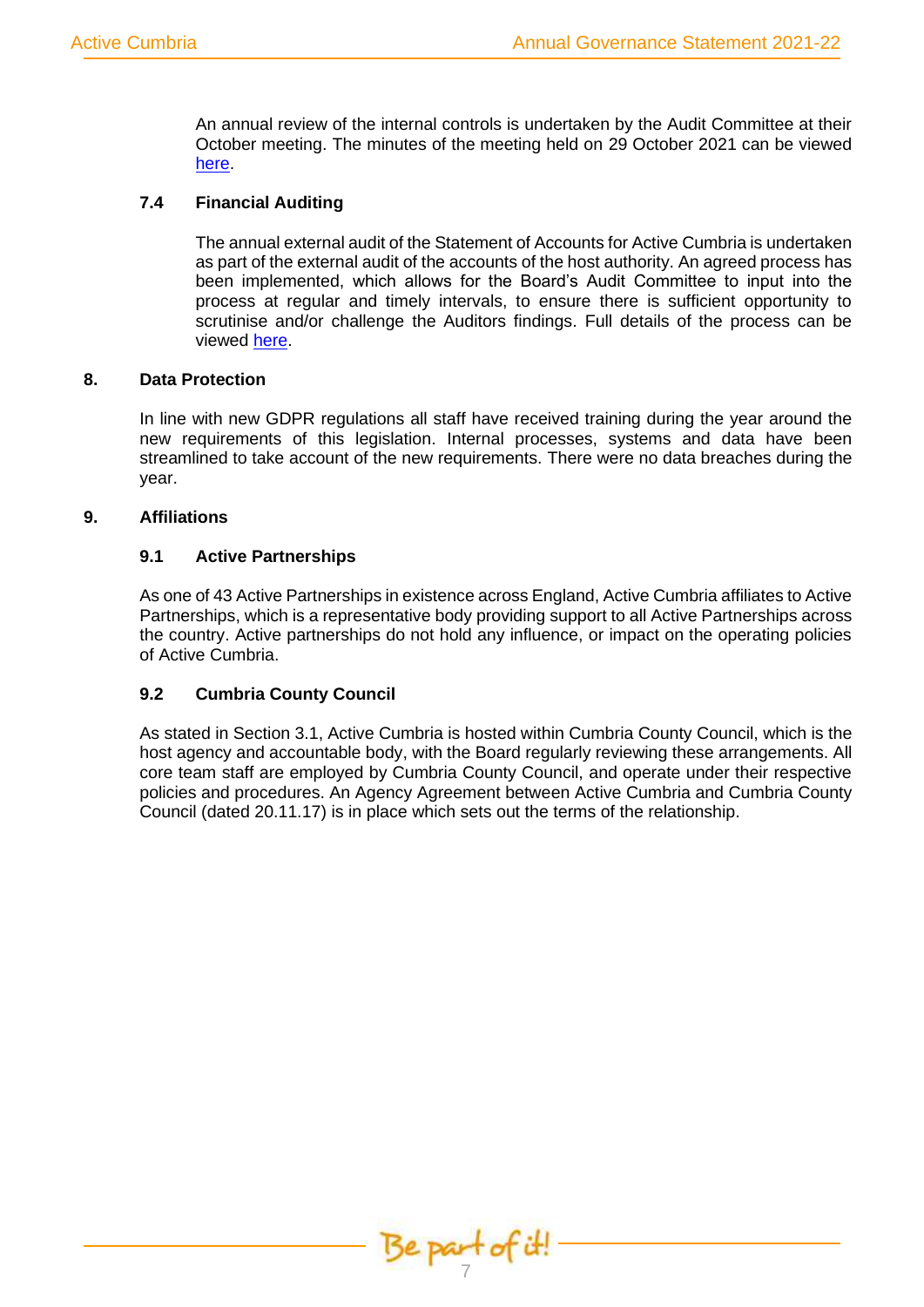An annual review of the internal controls is undertaken by the Audit Committee at their October meeting. The minutes of the meeting held on 29 October 2021 can be viewed here.

### 7.4 Financial Auditing

The annual external audit of the Statement of Accounts for Active Cumbria is undertaken as part of the external audit of the accounts of the host authority. An agreed process has been implemented, which allows for the Board's Audit Committee to input into the process at regular and timely intervals, to ensure there is sufficient opportunity to scrutinise and/or challenge the Auditors findings. Full details of the process can be viewed here.

## 8. Data Protection

In line with new GDPR regulations all staff have received training during the year around the new requirements of this legislation. Internal processes, systems and data have been streamlined to take account of the new requirements. There were no data breaches during the year.

## 9. Affiliations

### 9.1 Active Partnerships

As one of 43 Active Partnerships in existence across England, Active Cumbria affiliates to Active Partnerships, which is a representative body providing support to all Active Partnerships across the country. Active partnerships do not hold any influence, or impact on the operating policies of Active Cumbria.

### 9.2 Cumbria County Council

As stated in Section 3.1, Active Cumbria is hosted within Cumbria County Council, which is the host agency and accountable body, with the Board regularly reviewing these arrangements. All core team staff are employed by Cumbria County Council, and operate under their respective policies and procedures. An Agency Agreement between Active Cumbria and Cumbria County Council (dated 20.11.17) is in place which sets out the terms of the relationship.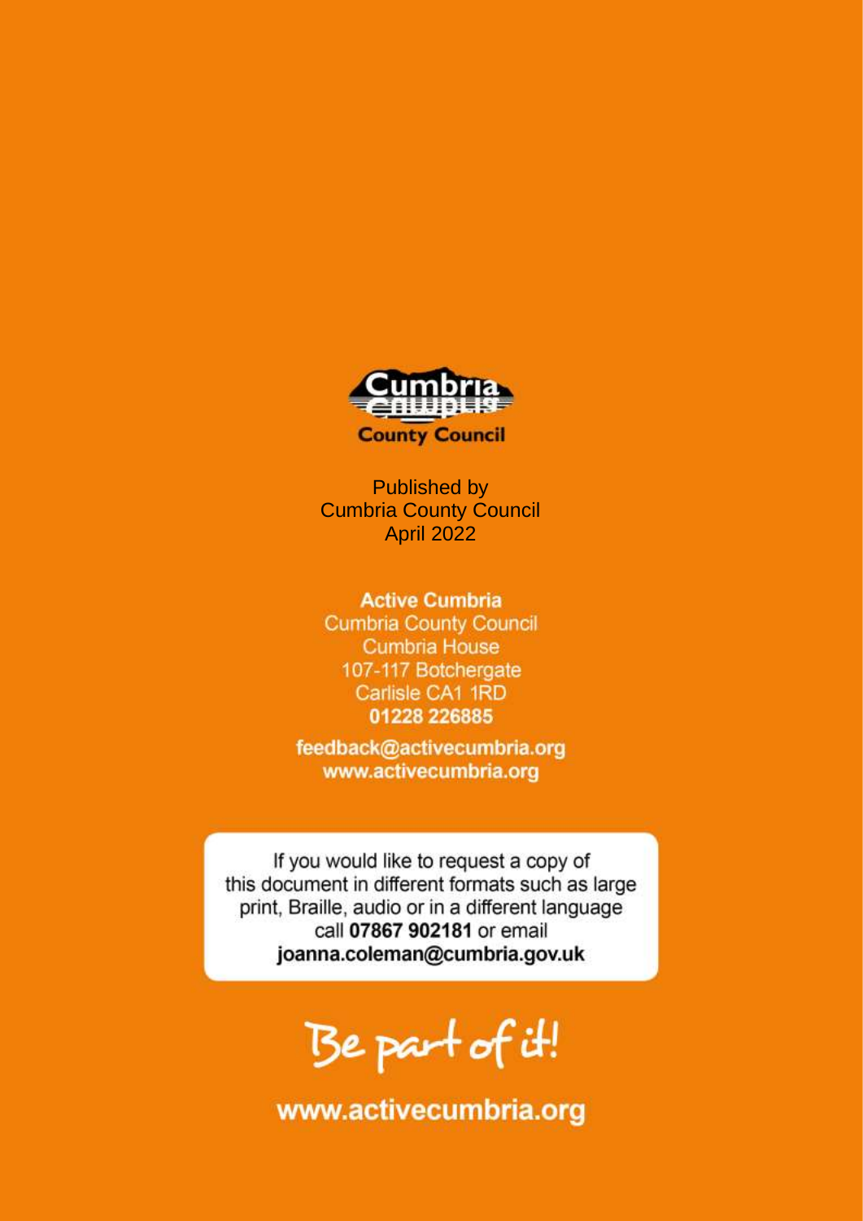Cumbria County Council

Published by
Cumbria County Council
April 2022

**Active Cumbria**
Cumbria County Council
Cumbria House
107-117 Botchergate
Carlisle CA1 1RD
**01228 226885**

**feedback@activecumbria.org**
**www.activecumbria.org**

If you would like to request a copy of this document in different formats such as large print, Braille, audio or in a different language call **07867 902181** or email **joanna.coleman@cumbria.gov.uk**

Be part of it!

**www.activecumbria.org**